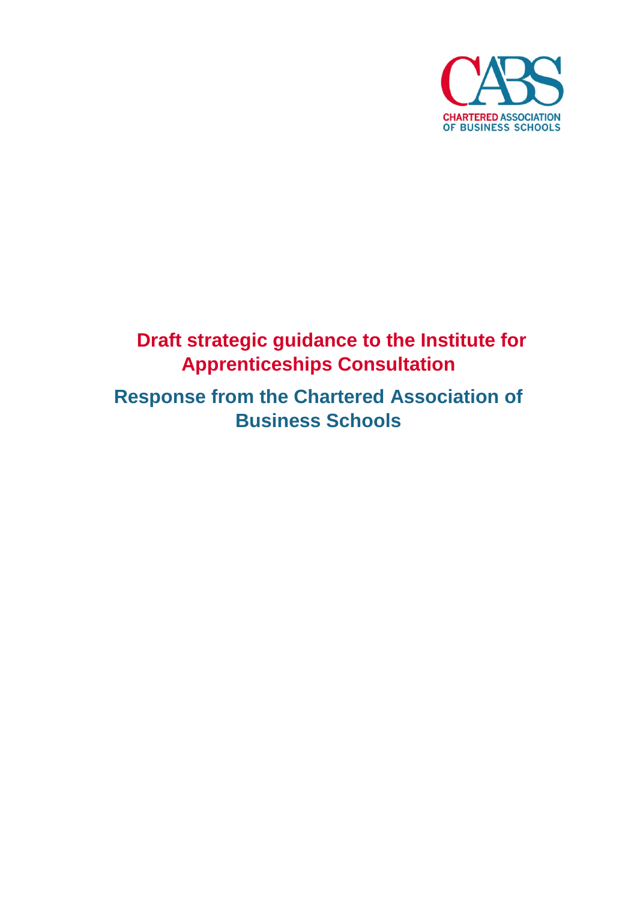CHARTERED ASSOCIATION OF BUSINESS SCHOOLS

# Draft strategic guidance to the Institute for Apprenticeships Consultation

## Response from the Chartered Association of Business Schools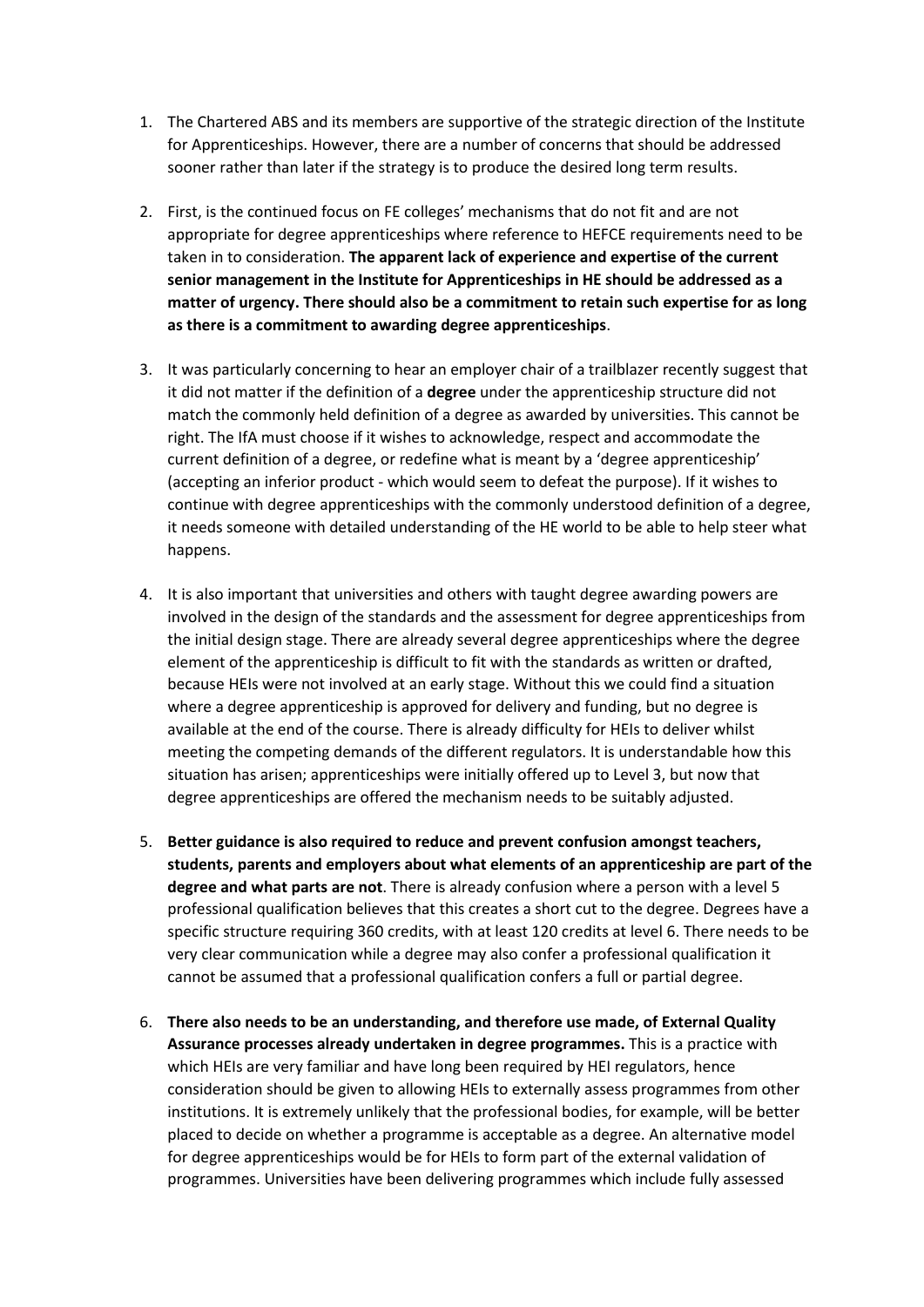1. The Chartered ABS and its members are supportive of the strategic direction of the Institute for Apprenticeships. However, there are a number of concerns that should be addressed sooner rather than later if the strategy is to produce the desired long term results.

2. First, is the continued focus on FE colleges' mechanisms that do not fit and are not appropriate for degree apprenticeships where reference to HEFCE requirements need to be taken in to consideration. **The apparent lack of experience and expertise of the current senior management in the Institute for Apprenticeships in HE should be addressed as a matter of urgency. There should also be a commitment to retain such expertise for as long as there is a commitment to awarding degree apprenticeships**.

3. It was particularly concerning to hear an employer chair of a trailblazer recently suggest that it did not matter if the definition of a **degree** under the apprenticeship structure did not match the commonly held definition of a degree as awarded by universities. This cannot be right. The IfA must choose if it wishes to acknowledge, respect and accommodate the current definition of a degree, or redefine what is meant by a 'degree apprenticeship' (accepting an inferior product - which would seem to defeat the purpose). If it wishes to continue with degree apprenticeships with the commonly understood definition of a degree, it needs someone with detailed understanding of the HE world to be able to help steer what happens.

4. It is also important that universities and others with taught degree awarding powers are involved in the design of the standards and the assessment for degree apprenticeships from the initial design stage. There are already several degree apprenticeships where the degree element of the apprenticeship is difficult to fit with the standards as written or drafted, because HEIs were not involved at an early stage. Without this we could find a situation where a degree apprenticeship is approved for delivery and funding, but no degree is available at the end of the course. There is already difficulty for HEIs to deliver whilst meeting the competing demands of the different regulators. It is understandable how this situation has arisen; apprenticeships were initially offered up to Level 3, but now that degree apprenticeships are offered the mechanism needs to be suitably adjusted.

5. **Better guidance is also required to reduce and prevent confusion amongst teachers, students, parents and employers about what elements of an apprenticeship are part of the degree and what parts are not**. There is already confusion where a person with a level 5 professional qualification believes that this creates a short cut to the degree. Degrees have a specific structure requiring 360 credits, with at least 120 credits at level 6. There needs to be very clear communication while a degree may also confer a professional qualification it cannot be assumed that a professional qualification confers a full or partial degree.

6. **There also needs to be an understanding, and therefore use made, of External Quality Assurance processes already undertaken in degree programmes.** This is a practice with which HEIs are very familiar and have long been required by HEI regulators, hence consideration should be given to allowing HEIs to externally assess programmes from other institutions. It is extremely unlikely that the professional bodies, for example, will be better placed to decide on whether a programme is acceptable as a degree. An alternative model for degree apprenticeships would be for HEIs to form part of the external validation of programmes. Universities have been delivering programmes which include fully assessed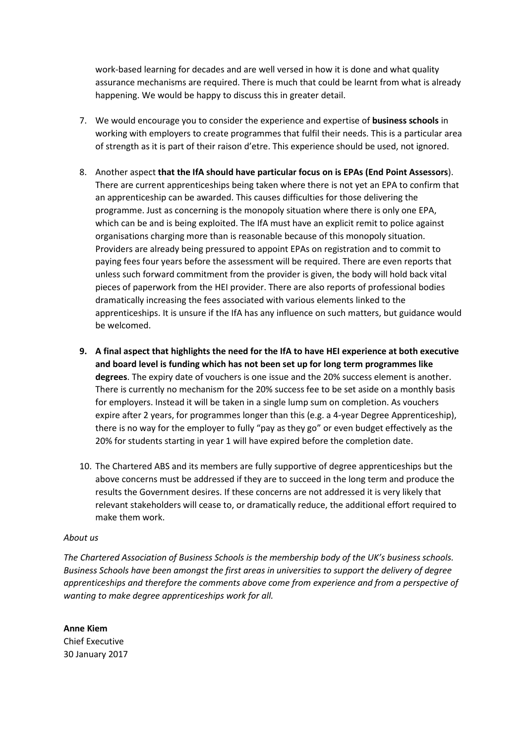work-based learning for decades and are well versed in how it is done and what quality assurance mechanisms are required. There is much that could be learnt from what is already happening. We would be happy to discuss this in greater detail.

7. We would encourage you to consider the experience and expertise of **business schools** in working with employers to create programmes that fulfil their needs. This is a particular area of strength as it is part of their raison d'etre. This experience should be used, not ignored.

8. Another aspect **that the IfA should have particular focus on is EPAs (End Point Assessors**). There are current apprenticeships being taken where there is not yet an EPA to confirm that an apprenticeship can be awarded. This causes difficulties for those delivering the programme. Just as concerning is the monopoly situation where there is only one EPA, which can be and is being exploited. The IfA must have an explicit remit to police against organisations charging more than is reasonable because of this monopoly situation. Providers are already being pressured to appoint EPAs on registration and to commit to paying fees four years before the assessment will be required. There are even reports that unless such forward commitment from the provider is given, the body will hold back vital pieces of paperwork from the HEI provider. There are also reports of professional bodies dramatically increasing the fees associated with various elements linked to the apprenticeships. It is unsure if the IfA has any influence on such matters, but guidance would be welcomed.

9. **A final aspect that highlights the need for the IfA to have HEI experience at both executive and board level is funding which has not been set up for long term programmes like degrees**. The expiry date of vouchers is one issue and the 20% success element is another. There is currently no mechanism for the 20% success fee to be set aside on a monthly basis for employers. Instead it will be taken in a single lump sum on completion. As vouchers expire after 2 years, for programmes longer than this (e.g. a 4-year Degree Apprenticeship), there is no way for the employer to fully "pay as they go" or even budget effectively as the 20% for students starting in year 1 will have expired before the completion date.

10. The Chartered ABS and its members are fully supportive of degree apprenticeships but the above concerns must be addressed if they are to succeed in the long term and produce the results the Government desires. If these concerns are not addressed it is very likely that relevant stakeholders will cease to, or dramatically reduce, the additional effort required to make them work.

*About us*

*The Chartered Association of Business Schools is the membership body of the UK's business schools. Business Schools have been amongst the first areas in universities to support the delivery of degree apprenticeships and therefore the comments above come from experience and from a perspective of wanting to make degree apprenticeships work for all.*

**Anne Kiem**
Chief Executive
30 January 2017